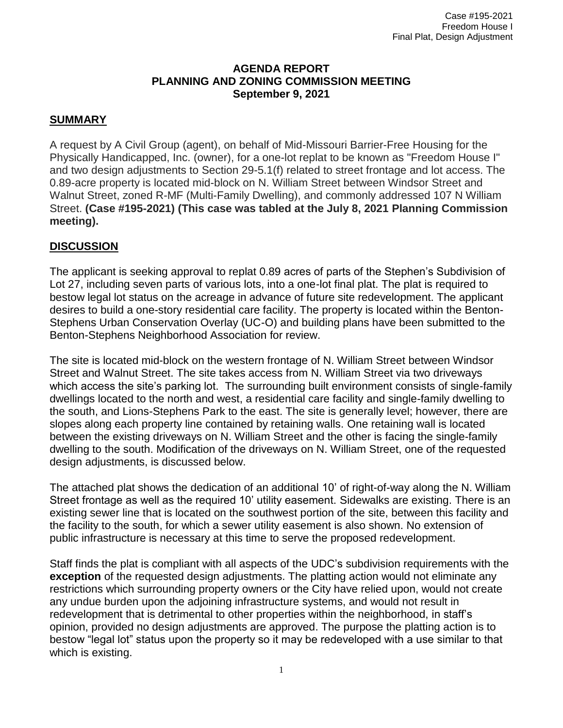Case #195-2021
Freedom House I
Final Plat, Design Adjustment

**AGENDA REPORT**
**PLANNING AND ZONING COMMISSION MEETING**
**September 9, 2021**

## SUMMARY

A request by A Civil Group (agent), on behalf of Mid-Missouri Barrier-Free Housing for the Physically Handicapped, Inc. (owner), for a one-lot replat to be known as "Freedom House I" and two design adjustments to Section 29-5.1(f) related to street frontage and lot access. The 0.89-acre property is located mid-block on N. William Street between Windsor Street and Walnut Street, zoned R-MF (Multi-Family Dwelling), and commonly addressed 107 N William Street. **(Case #195-2021) (This case was tabled at the July 8, 2021 Planning Commission meeting).**

## DISCUSSION

The applicant is seeking approval to replat 0.89 acres of parts of the Stephen's Subdivision of Lot 27, including seven parts of various lots, into a one-lot final plat. The plat is required to bestow legal lot status on the acreage in advance of future site redevelopment. The applicant desires to build a one-story residential care facility. The property is located within the Benton-Stephens Urban Conservation Overlay (UC-O) and building plans have been submitted to the Benton-Stephens Neighborhood Association for review.

The site is located mid-block on the western frontage of N. William Street between Windsor Street and Walnut Street. The site takes access from N. William Street via two driveways which access the site's parking lot. The surrounding built environment consists of single-family dwellings located to the north and west, a residential care facility and single-family dwelling to the south, and Lions-Stephens Park to the east. The site is generally level; however, there are slopes along each property line contained by retaining walls. One retaining wall is located between the existing driveways on N. William Street and the other is facing the single-family dwelling to the south. Modification of the driveways on N. William Street, one of the requested design adjustments, is discussed below.

The attached plat shows the dedication of an additional 10' of right-of-way along the N. William Street frontage as well as the required 10' utility easement. Sidewalks are existing. There is an existing sewer line that is located on the southwest portion of the site, between this facility and the facility to the south, for which a sewer utility easement is also shown. No extension of public infrastructure is necessary at this time to serve the proposed redevelopment.

Staff finds the plat is compliant with all aspects of the UDC's subdivision requirements with the **exception** of the requested design adjustments. The platting action would not eliminate any restrictions which surrounding property owners or the City have relied upon, would not create any undue burden upon the adjoining infrastructure systems, and would not result in redevelopment that is detrimental to other properties within the neighborhood, in staff's opinion, provided no design adjustments are approved. The purpose the platting action is to bestow "legal lot" status upon the property so it may be redeveloped with a use similar to that which is existing.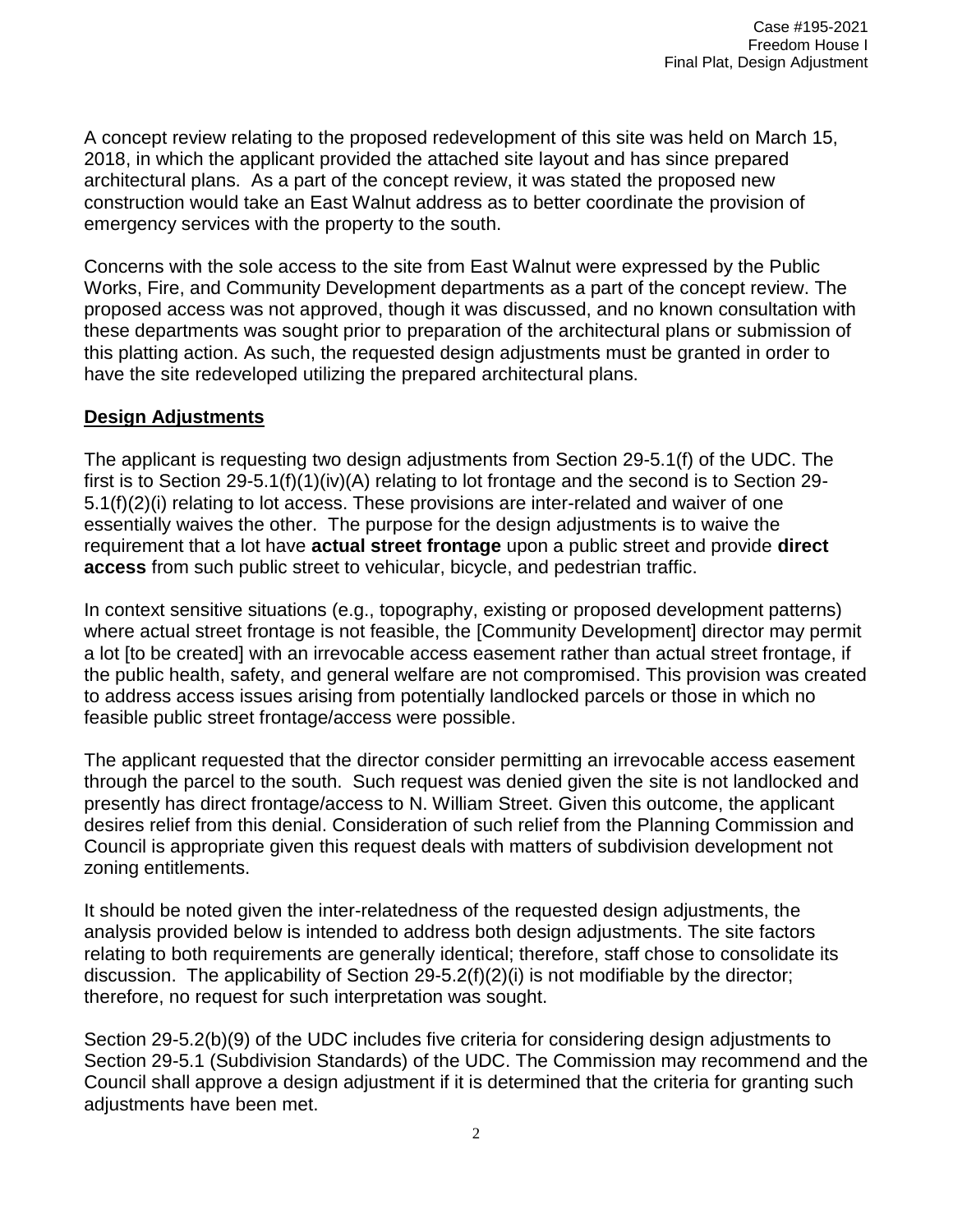A concept review relating to the proposed redevelopment of this site was held on March 15, 2018, in which the applicant provided the attached site layout and has since prepared architectural plans. As a part of the concept review, it was stated the proposed new construction would take an East Walnut address as to better coordinate the provision of emergency services with the property to the south.

Concerns with the sole access to the site from East Walnut were expressed by the Public Works, Fire, and Community Development departments as a part of the concept review. The proposed access was not approved, though it was discussed, and no known consultation with these departments was sought prior to preparation of the architectural plans or submission of this platting action. As such, the requested design adjustments must be granted in order to have the site redeveloped utilizing the prepared architectural plans.

## Design Adjustments

The applicant is requesting two design adjustments from Section 29-5.1(f) of the UDC. The first is to Section 29-5.1(f)(1)(iv)(A) relating to lot frontage and the second is to Section 29-5.1(f)(2)(i) relating to lot access. These provisions are inter-related and waiver of one essentially waives the other. The purpose for the design adjustments is to waive the requirement that a lot have **actual street frontage** upon a public street and provide **direct access** from such public street to vehicular, bicycle, and pedestrian traffic.

In context sensitive situations (e.g., topography, existing or proposed development patterns) where actual street frontage is not feasible, the [Community Development] director may permit a lot [to be created] with an irrevocable access easement rather than actual street frontage, if the public health, safety, and general welfare are not compromised. This provision was created to address access issues arising from potentially landlocked parcels or those in which no feasible public street frontage/access were possible.

The applicant requested that the director consider permitting an irrevocable access easement through the parcel to the south. Such request was denied given the site is not landlocked and presently has direct frontage/access to N. William Street. Given this outcome, the applicant desires relief from this denial. Consideration of such relief from the Planning Commission and Council is appropriate given this request deals with matters of subdivision development not zoning entitlements.

It should be noted given the inter-relatedness of the requested design adjustments, the analysis provided below is intended to address both design adjustments. The site factors relating to both requirements are generally identical; therefore, staff chose to consolidate its discussion. The applicability of Section 29-5.2(f)(2)(i) is not modifiable by the director; therefore, no request for such interpretation was sought.

Section 29-5.2(b)(9) of the UDC includes five criteria for considering design adjustments to Section 29-5.1 (Subdivision Standards) of the UDC. The Commission may recommend and the Council shall approve a design adjustment if it is determined that the criteria for granting such adjustments have been met.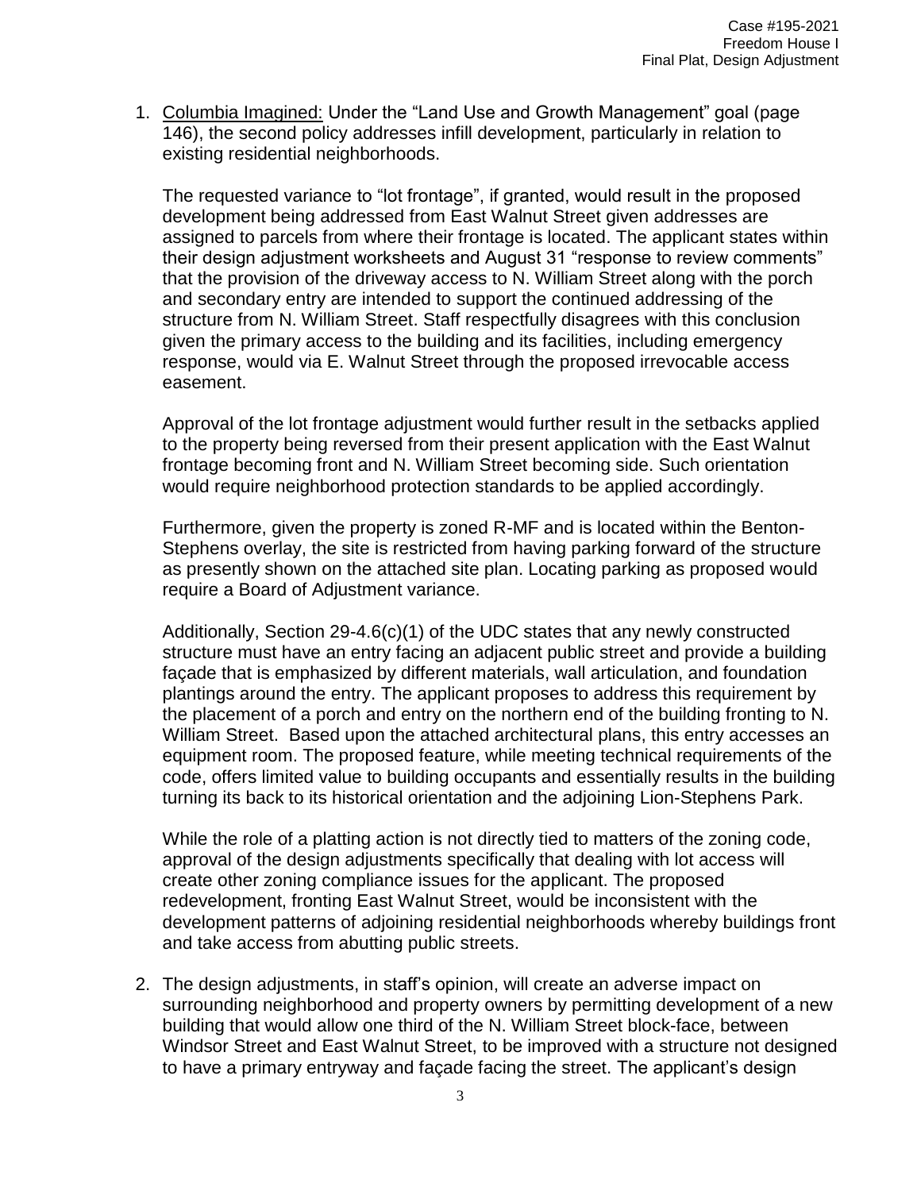1. Columbia Imagined: Under the "Land Use and Growth Management" goal (page 146), the second policy addresses infill development, particularly in relation to existing residential neighborhoods.

   The requested variance to "lot frontage", if granted, would result in the proposed development being addressed from East Walnut Street given addresses are assigned to parcels from where their frontage is located. The applicant states within their design adjustment worksheets and August 31 "response to review comments" that the provision of the driveway access to N. William Street along with the porch and secondary entry are intended to support the continued addressing of the structure from N. William Street. Staff respectfully disagrees with this conclusion given the primary access to the building and its facilities, including emergency response, would via E. Walnut Street through the proposed irrevocable access easement.

   Approval of the lot frontage adjustment would further result in the setbacks applied to the property being reversed from their present application with the East Walnut frontage becoming front and N. William Street becoming side. Such orientation would require neighborhood protection standards to be applied accordingly.

   Furthermore, given the property is zoned R-MF and is located within the Benton-Stephens overlay, the site is restricted from having parking forward of the structure as presently shown on the attached site plan. Locating parking as proposed would require a Board of Adjustment variance.

   Additionally, Section 29-4.6(c)(1) of the UDC states that any newly constructed structure must have an entry facing an adjacent public street and provide a building façade that is emphasized by different materials, wall articulation, and foundation plantings around the entry. The applicant proposes to address this requirement by the placement of a porch and entry on the northern end of the building fronting to N. William Street. Based upon the attached architectural plans, this entry accesses an equipment room. The proposed feature, while meeting technical requirements of the code, offers limited value to building occupants and essentially results in the building turning its back to its historical orientation and the adjoining Lion-Stephens Park.

   While the role of a platting action is not directly tied to matters of the zoning code, approval of the design adjustments specifically that dealing with lot access will create other zoning compliance issues for the applicant. The proposed redevelopment, fronting East Walnut Street, would be inconsistent with the development patterns of adjoining residential neighborhoods whereby buildings front and take access from abutting public streets.

2. The design adjustments, in staff's opinion, will create an adverse impact on surrounding neighborhood and property owners by permitting development of a new building that would allow one third of the N. William Street block-face, between Windsor Street and East Walnut Street, to be improved with a structure not designed to have a primary entryway and façade facing the street. The applicant's design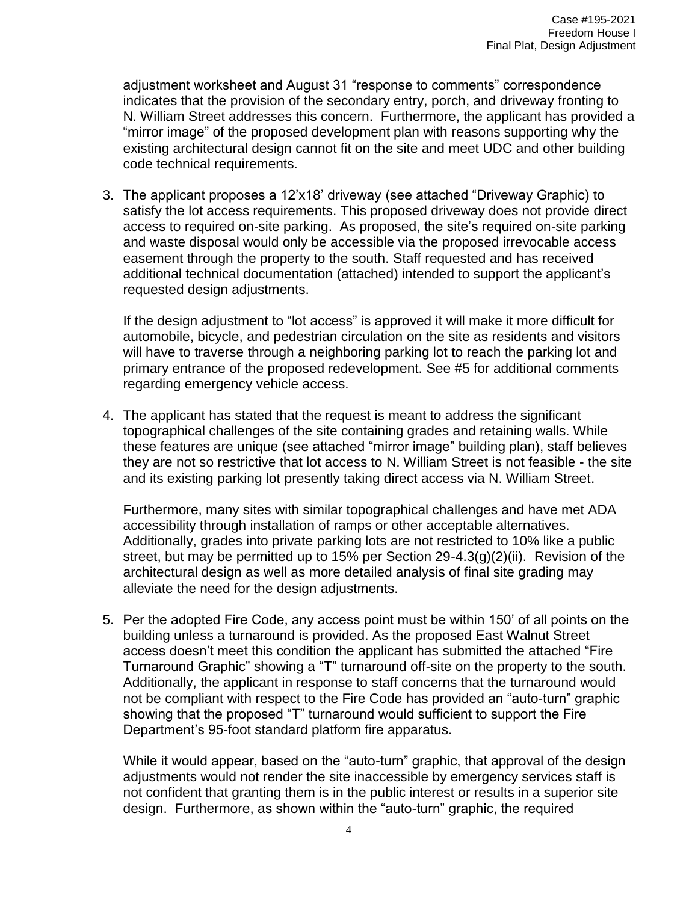adjustment worksheet and August 31 "response to comments" correspondence indicates that the provision of the secondary entry, porch, and driveway fronting to N. William Street addresses this concern. Furthermore, the applicant has provided a "mirror image" of the proposed development plan with reasons supporting why the existing architectural design cannot fit on the site and meet UDC and other building code technical requirements.

3. The applicant proposes a 12'x18' driveway (see attached "Driveway Graphic) to satisfy the lot access requirements. This proposed driveway does not provide direct access to required on-site parking. As proposed, the site's required on-site parking and waste disposal would only be accessible via the proposed irrevocable access easement through the property to the south. Staff requested and has received additional technical documentation (attached) intended to support the applicant's requested design adjustments.

   If the design adjustment to "lot access" is approved it will make it more difficult for automobile, bicycle, and pedestrian circulation on the site as residents and visitors will have to traverse through a neighboring parking lot to reach the parking lot and primary entrance of the proposed redevelopment. See #5 for additional comments regarding emergency vehicle access.

4. The applicant has stated that the request is meant to address the significant topographical challenges of the site containing grades and retaining walls. While these features are unique (see attached "mirror image" building plan), staff believes they are not so restrictive that lot access to N. William Street is not feasible - the site and its existing parking lot presently taking direct access via N. William Street.

   Furthermore, many sites with similar topographical challenges and have met ADA accessibility through installation of ramps or other acceptable alternatives. Additionally, grades into private parking lots are not restricted to 10% like a public street, but may be permitted up to 15% per Section 29-4.3(g)(2)(ii). Revision of the architectural design as well as more detailed analysis of final site grading may alleviate the need for the design adjustments.

5. Per the adopted Fire Code, any access point must be within 150' of all points on the building unless a turnaround is provided. As the proposed East Walnut Street access doesn't meet this condition the applicant has submitted the attached "Fire Turnaround Graphic" showing a "T" turnaround off-site on the property to the south. Additionally, the applicant in response to staff concerns that the turnaround would not be compliant with respect to the Fire Code has provided an "auto-turn" graphic showing that the proposed "T" turnaround would sufficient to support the Fire Department's 95-foot standard platform fire apparatus.

   While it would appear, based on the "auto-turn" graphic, that approval of the design adjustments would not render the site inaccessible by emergency services staff is not confident that granting them is in the public interest or results in a superior site design. Furthermore, as shown within the "auto-turn" graphic, the required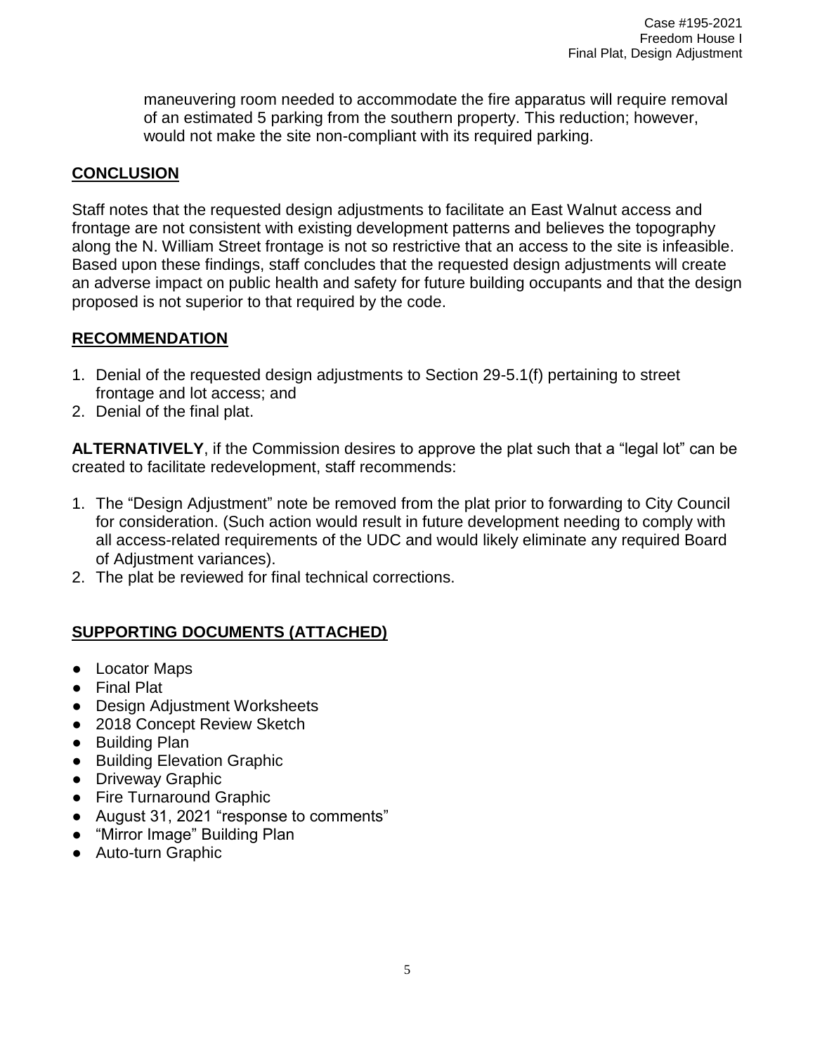maneuvering room needed to accommodate the fire apparatus will require removal of an estimated 5 parking from the southern property. This reduction; however, would not make the site non-compliant with its required parking.

## CONCLUSION

Staff notes that the requested design adjustments to facilitate an East Walnut access and frontage are not consistent with existing development patterns and believes the topography along the N. William Street frontage is not so restrictive that an access to the site is infeasible. Based upon these findings, staff concludes that the requested design adjustments will create an adverse impact on public health and safety for future building occupants and that the design proposed is not superior to that required by the code.

## RECOMMENDATION

1. Denial of the requested design adjustments to Section 29-5.1(f) pertaining to street frontage and lot access; and
2. Denial of the final plat.

**ALTERNATIVELY**, if the Commission desires to approve the plat such that a "legal lot" can be created to facilitate redevelopment, staff recommends:

1. The "Design Adjustment" note be removed from the plat prior to forwarding to City Council for consideration. (Such action would result in future development needing to comply with all access-related requirements of the UDC and would likely eliminate any required Board of Adjustment variances).
2. The plat be reviewed for final technical corrections.

## SUPPORTING DOCUMENTS (ATTACHED)

- Locator Maps
- Final Plat
- Design Adjustment Worksheets
- 2018 Concept Review Sketch
- Building Plan
- Building Elevation Graphic
- Driveway Graphic
- Fire Turnaround Graphic
- August 31, 2021 "response to comments"
- "Mirror Image" Building Plan
- Auto-turn Graphic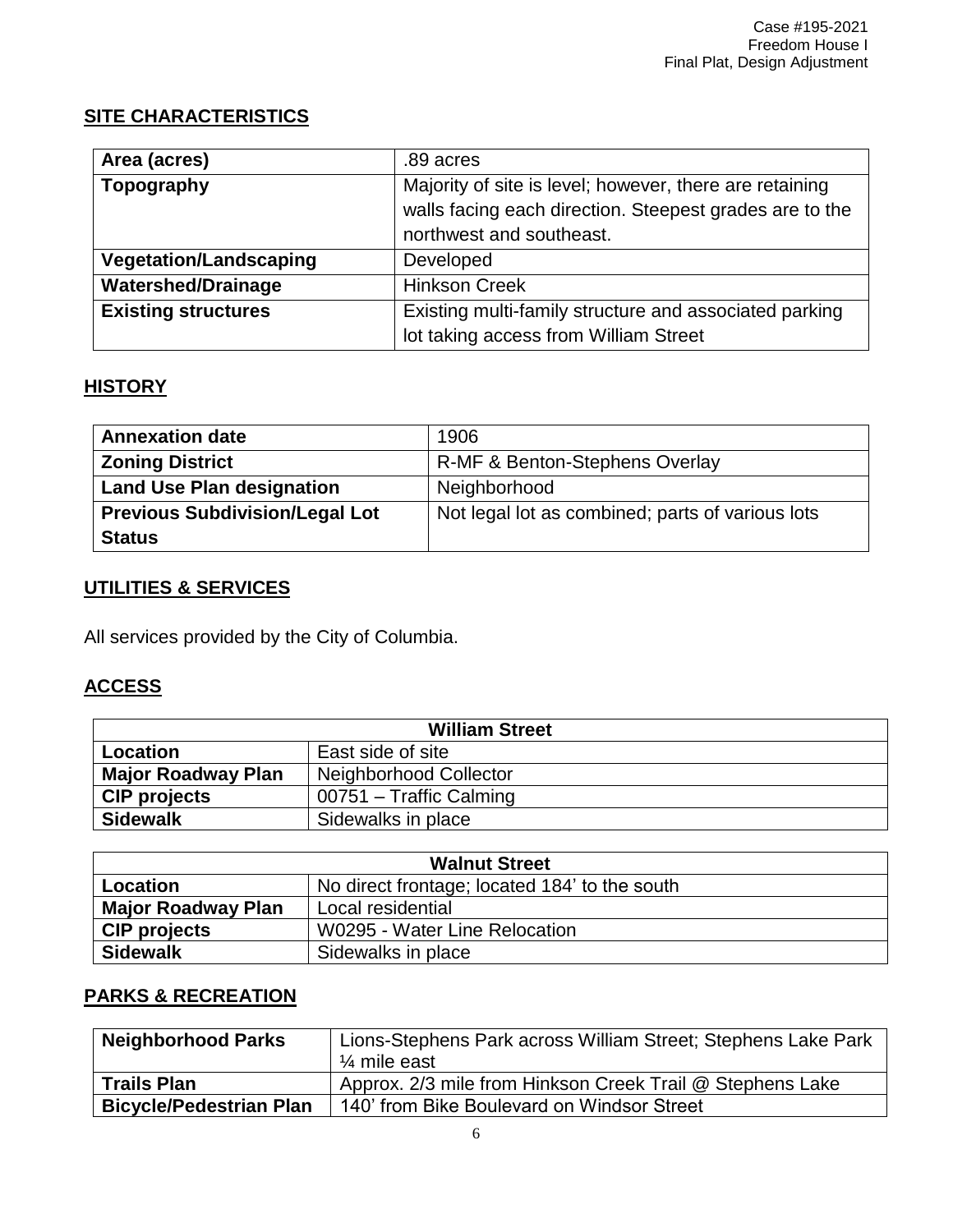## SITE CHARACTERISTICS

| Area (acres) | .89 acres |
|---|---|
| **Topography** | Majority of site is level; however, there are retaining walls facing each direction. Steepest grades are to the northwest and southeast. |
| **Vegetation/Landscaping** | Developed |
| **Watershed/Drainage** | Hinkson Creek |
| **Existing structures** | Existing multi-family structure and associated parking lot taking access from William Street |

## HISTORY

| Annexation date | 1906 |
|---|---|
| **Zoning District** | R-MF & Benton-Stephens Overlay |
| **Land Use Plan designation** | Neighborhood |
| **Previous Subdivision/Legal Lot Status** | Not legal lot as combined; parts of various lots |

## UTILITIES & SERVICES

All services provided by the City of Columbia.

## ACCESS

| William Street | |
|---|---|
| **Location** | East side of site |
| **Major Roadway Plan** | Neighborhood Collector |
| **CIP projects** | 00751 – Traffic Calming |
| **Sidewalk** | Sidewalks in place |

| Walnut Street | |
|---|---|
| **Location** | No direct frontage; located 184' to the south |
| **Major Roadway Plan** | Local residential |
| **CIP projects** | W0295 - Water Line Relocation |
| **Sidewalk** | Sidewalks in place |

## PARKS & RECREATION

| Neighborhood Parks | Lions-Stephens Park across William Street; Stephens Lake Park ¼ mile east |
|---|---|
| **Trails Plan** | Approx. 2/3 mile from Hinkson Creek Trail @ Stephens Lake |
| **Bicycle/Pedestrian Plan** | 140' from Bike Boulevard on Windsor Street |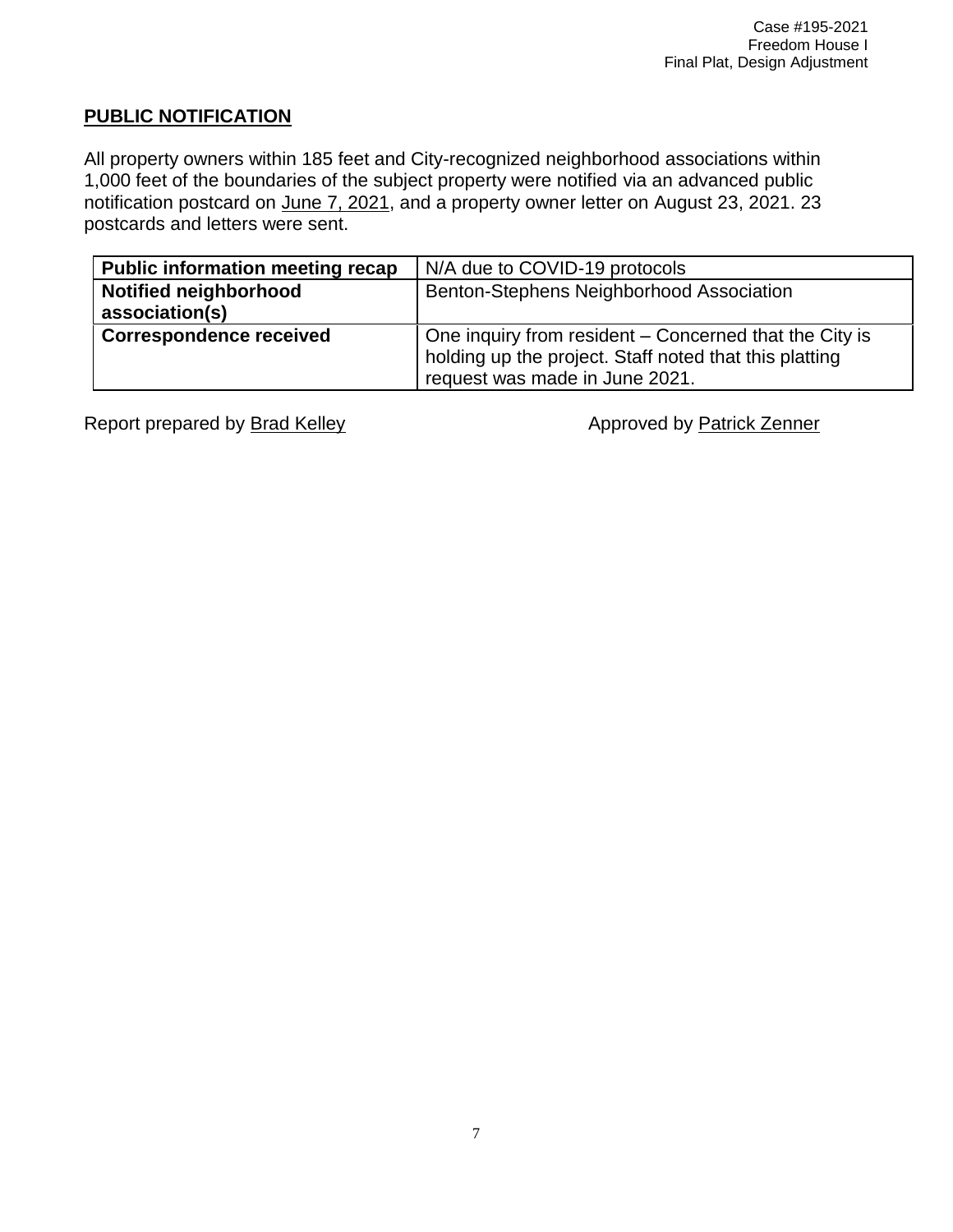## PUBLIC NOTIFICATION

All property owners within 185 feet and City-recognized neighborhood associations within 1,000 feet of the boundaries of the subject property were notified via an advanced public notification postcard on June 7, 2021, and a property owner letter on August 23, 2021. 23 postcards and letters were sent.

| | |
|---|---|
| **Public information meeting recap** | N/A due to COVID-19 protocols |
| **Notified neighborhood association(s)** | Benton-Stephens Neighborhood Association |
| **Correspondence received** | One inquiry from resident – Concerned that the City is holding up the project. Staff noted that this platting request was made in June 2021. |

Report prepared by Brad Kelley Approved by Patrick Zenner